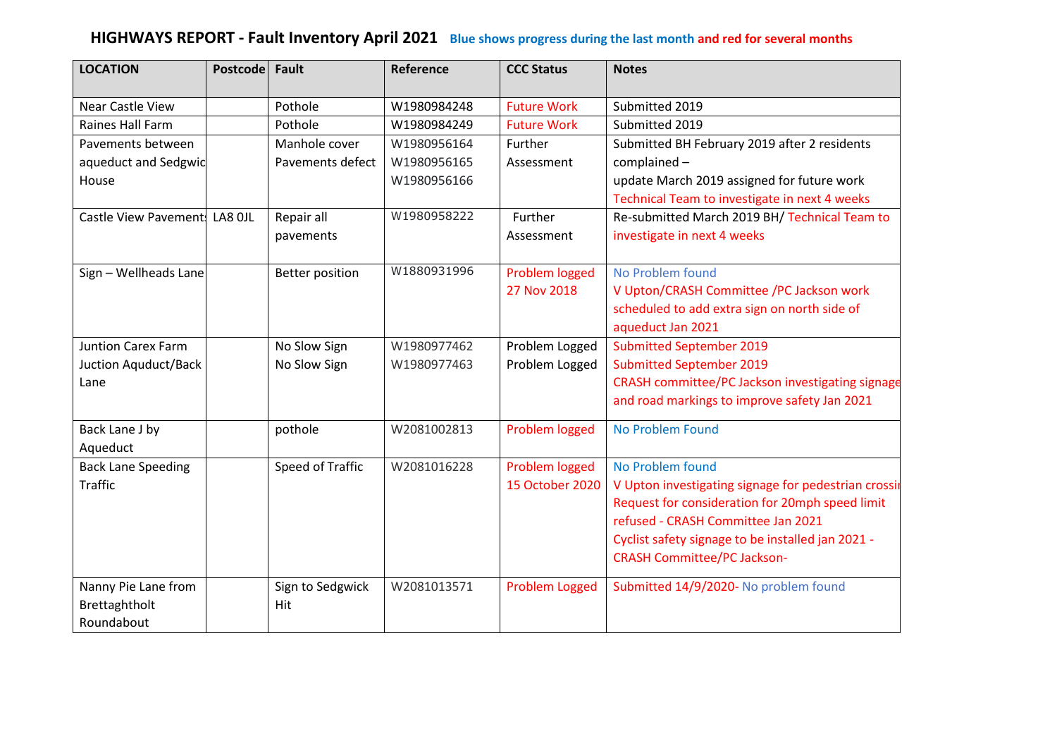# HIGHWAYS REPORT - Fault Inventory April 2021

Blue shows progress during the last month and red for several months

| LOCATION | Postcode | Fault | Reference | CCC Status | Notes |
|---|---|---|---|---|---|
| Near Castle View | | Pothole | W1980984248 | Future Work | Submitted 2019 |
| Raines Hall Farm | | Pothole | W1980984249 | Future Work | Submitted 2019 |
| Pavements between aqueduct and Sedgwic House | | Manhole cover<br>Pavements defect | W1980956164<br>W1980956165<br>W1980956166 | Further Assessment | Submitted BH February 2019 after 2 residents complained –<br>update March 2019 assigned for future work<br>Technical Team to investigate in next 4 weeks |
| Castle View Pavement | LA8 0JL | Repair all pavements | W1980958222 | Further Assessment | Re-submitted March 2019 BH/ Technical Team to investigate in next 4 weeks |
| Sign – Wellheads Lane | | Better position | W1880931996 | Problem logged 27 Nov 2018 | No Problem found<br>V Upton/CRASH Committee /PC Jackson work scheduled to add extra sign on north side of aqueduct Jan 2021 |
| Juntion Carex Farm<br>Juction Aquduct/Back Lane | | No Slow Sign<br>No Slow Sign | W1980977462<br>W1980977463 | Problem Logged<br>Problem Logged | Submitted September 2019<br>Submitted September 2019<br>CRASH committee/PC Jackson investigating signage and road markings to improve safety Jan 2021 |
| Back Lane J by Aqueduct | | pothole | W2081002813 | Problem logged | No Problem Found |
| Back Lane Speeding Traffic | | Speed of Traffic | W2081016228 | Problem logged 15 October 2020 | No Problem found<br>V Upton investigating signage for pedestrian crossi<br>Request for consideration for 20mph speed limit refused - CRASH Committee Jan 2021<br>Cyclist safety signage to be installed jan 2021 - CRASH Committee/PC Jackson- |
| Nanny Pie Lane from Brettaghtholt Roundabout | | Sign to Sedgwick Hit | W2081013571 | Problem Logged | Submitted 14/9/2020- No problem found |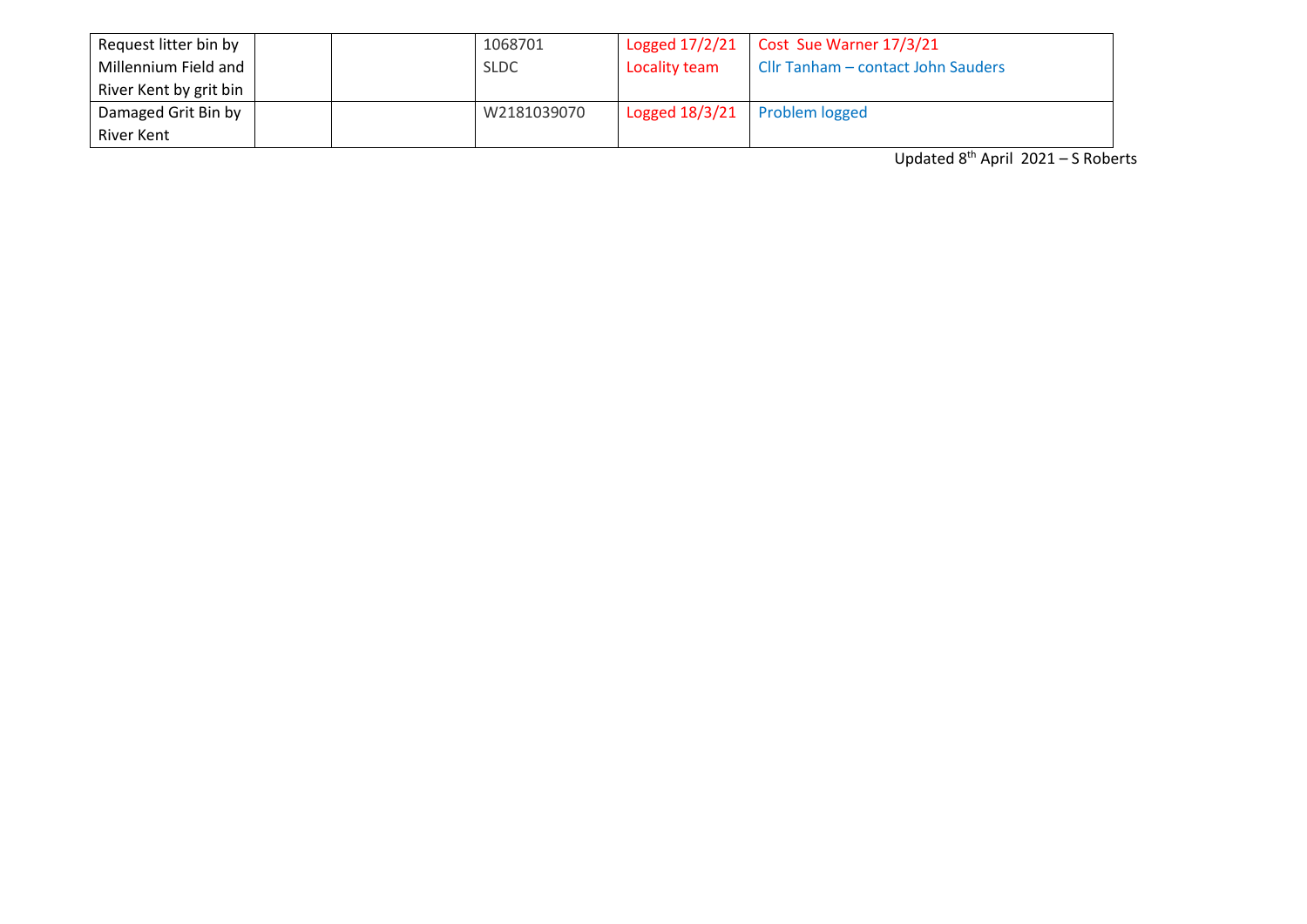| | | | | | |
|---|---|---|---|---|---|
| Request litter bin by Millennium Field and River Kent by grit bin | | | 1068701 SLDC | Logged 17/2/21 Locality team | Cost Sue Warner 17/3/21 Cllr Tanham – contact John Sauders |
| Damaged Grit Bin by River Kent | | | W2181039070 | Logged 18/3/21 | Problem logged |

Updated 8th April 2021 – S Roberts